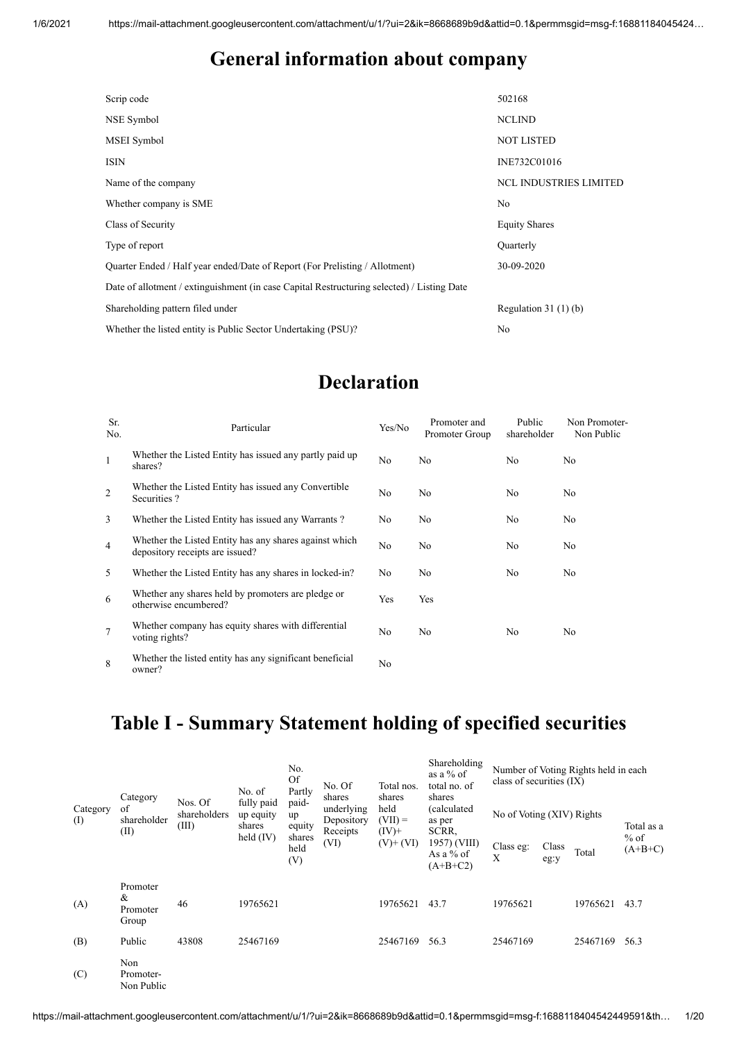# General information about company

| | |
|---|---|
| Scrip code | 502168 |
| NSE Symbol | NCLIND |
| MSEI Symbol | NOT LISTED |
| ISIN | INE732C01016 |
| Name of the company | NCL INDUSTRIES LIMITED |
| Whether company is SME | No |
| Class of Security | Equity Shares |
| Type of report | Quarterly |
| Quarter Ended / Half year ended/Date of Report (For Prelisting / Allotment) | 30-09-2020 |
| Date of allotment / extinguishment (in case Capital Restructuring selected) / Listing Date | |
| Shareholding pattern filed under | Regulation 31 (1) (b) |
| Whether the listed entity is Public Sector Undertaking (PSU)? | No |

# Declaration

| Sr. No. | Particular | Yes/No | Promoter and Promoter Group | Public shareholder | Non Promoter-Non Public |
|---|---|---|---|---|---|
| 1 | Whether the Listed Entity has issued any partly paid up shares? | No | No | No | No |
| 2 | Whether the Listed Entity has issued any Convertible Securities ? | No | No | No | No |
| 3 | Whether the Listed Entity has issued any Warrants ? | No | No | No | No |
| 4 | Whether the Listed Entity has any shares against which depository receipts are issued? | No | No | No | No |
| 5 | Whether the Listed Entity has any shares in locked-in? | No | No | No | No |
| 6 | Whether any shares held by promoters are pledge or otherwise encumbered? | Yes | Yes | | |
| 7 | Whether company has equity shares with differential voting rights? | No | No | No | No |
| 8 | Whether the listed entity has any significant beneficial owner? | No | | | |

# Table I - Summary Statement holding of specified securities

| Category (I) | Category of shareholder (II) | Nos. Of shareholders (III) | No. of fully paid up equity shares held (IV) | No. Of Partly paid-up equity shares held (V) | No. Of shares underlying Depository Receipts (VI) | Total nos. shares held (VII) = (IV)+ (V)+ (VI) | Shareholding as a % of total no. of shares (calculated as per SCRR, 1957) (VIII) As a % of (A+B+C2) | Number of Voting Rights held in each class of securities (IX) | | | |
|---|---|---|---|---|---|---|---|---|---|---|---|
| | | | | | | | | No of Voting (XIV) Rights | | | Total as a % of (A+B+C) |
| | | | | | | | | Class eg: X | Class eg:y | Total | |
| (A) | Promoter & Promoter Group | 46 | 19765621 | | | 19765621 | 43.7 | 19765621 | | 19765621 | 43.7 |
| (B) | Public | 43808 | 25467169 | | | 25467169 | 56.3 | 25467169 | | 25467169 | 56.3 |
| (C) | Non Promoter-Non Public | | | | | | | | | | |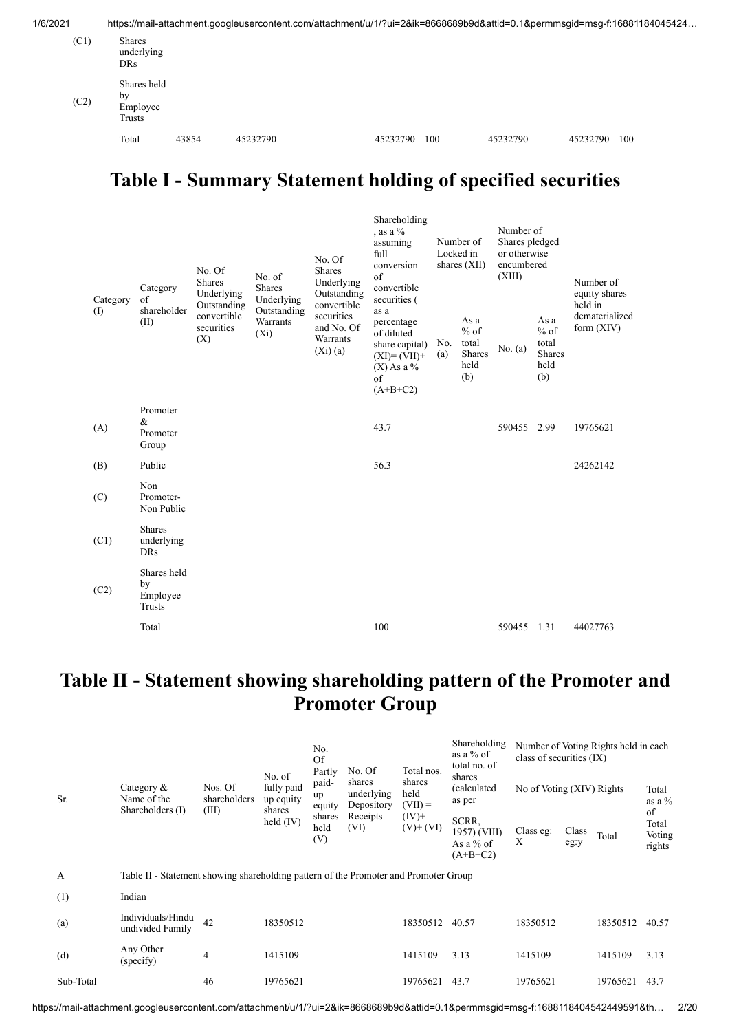| | | | | | | | | | |
|---|---|---|---|---|---|---|---|---|---|
| (C1) | Shares underlying DRs | | | | | | | | |
| (C2) | Shares held by Employee Trusts | | | | | | | | |
| | Total | 43854 | 45232790 | | 45232790 | 100 | 45232790 | 45232790 | 100 |

# Table I - Summary Statement holding of specified securities

| Category (I) | Category of shareholder (II) | No. Of Shares Underlying Outstanding convertible securities (X) | No. of Shares Underlying Outstanding Warrants (Xi) | No. Of Shares Underlying Outstanding convertible securities and No. Of Warrants (Xi) (a) | Shareholding , as a % assuming full conversion of convertible securities ( as a percentage of diluted share capital) (XI)= (VII)+(X) As a % of (A+B+C2) | Number of Locked in shares (XII) | | Number of Shares pledged or otherwise encumbered (XIII) | | Number of equity shares held in dematerialized form (XIV) |
|---|---|---|---|---|---|---|---|---|---|---|
| | | | | | | No. (a) | As a % of total Shares held (b) | No. (a) | As a % of total Shares held (b) | |
| (A) | Promoter & Promoter Group | | | | 43.7 | | | 590455 | 2.99 | 19765621 |
| (B) | Public | | | | 56.3 | | | | | 24262142 |
| (C) | Non Promoter- Non Public | | | | | | | | | |
| (C1) | Shares underlying DRs | | | | | | | | | |
| (C2) | Shares held by Employee Trusts | | | | | | | | | |
| | Total | | | | 100 | | | 590455 | 1.31 | 44027763 |

# Table II - Statement showing shareholding pattern of the Promoter and Promoter Group

| Sr. | Category & Name of the Shareholders (I) | Nos. Of shareholders (III) | No. of fully paid up equity shares held (IV) | No. Of Partly paid-up equity shares held (V) | No. Of shares underlying Depository Receipts (VI) | Total nos. shares held (VII) = (IV)+(V)+ (VI) | Shareholding as a % of total no. of shares (calculated as per SCRR, 1957) (VIII) As a % of (A+B+C2) | Number of Voting Rights held in each class of securities (IX) | | | |
|---|---|---|---|---|---|---|---|---|---|---|---|
| | | | | | | | | No of Voting (XIV) Rights | | | Total as a % of Total Voting rights |
| | | | | | | | | Class eg: X | Class eg:y | Total | |
| A | Table II - Statement showing shareholding pattern of the Promoter and Promoter Group | | | | | | | | | | |
| (1) | Indian | | | | | | | | | | |
| (a) | Individuals/Hindu undivided Family | 42 | 18350512 | | | 18350512 | 40.57 | 18350512 | | 18350512 | 40.57 |
| (d) | Any Other (specify) | 4 | 1415109 | | | 1415109 | 3.13 | 1415109 | | 1415109 | 3.13 |
| Sub-Total | | 46 | 19765621 | | | 19765621 | 43.7 | 19765621 | | 19765621 | 43.7 |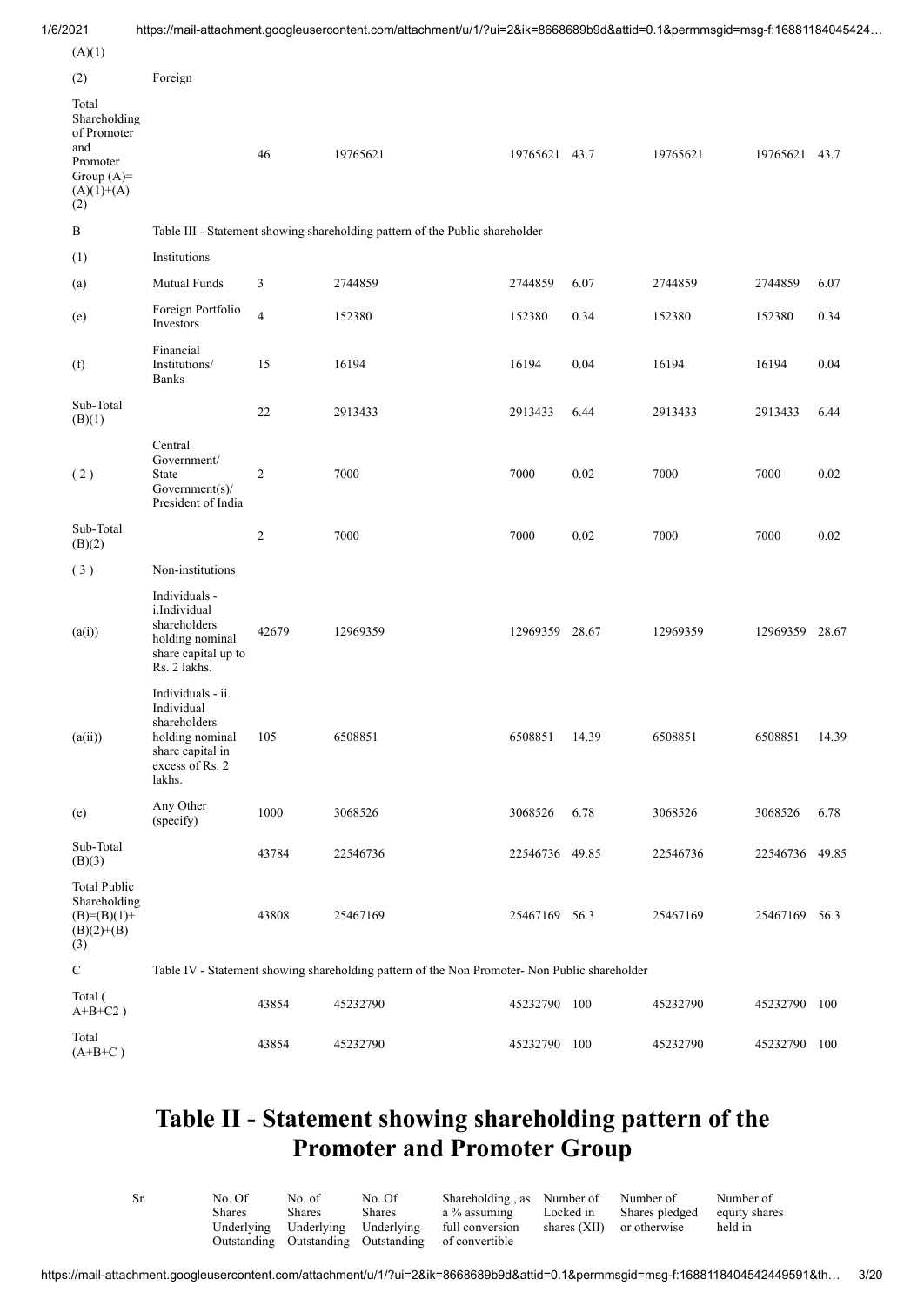| | | | | | | | | |
|---|---|---|---|---|---|---|---|---|
| (A)(1) | | | | | | | | |
| (2) | Foreign | | | | | | | |
| Total Shareholding of Promoter and Promoter Group (A)=(A)(1)+(A)(2) | | 46 | 19765621 | 19765621 | 43.7 | 19765621 | 19765621 | 43.7 |
| B | Table III - Statement showing shareholding pattern of the Public shareholder | | | | | | | |
| (1) | Institutions | | | | | | | |
| (a) | Mutual Funds | 3 | 2744859 | 2744859 | 6.07 | 2744859 | 2744859 | 6.07 |
| (e) | Foreign Portfolio Investors | 4 | 152380 | 152380 | 0.34 | 152380 | 152380 | 0.34 |
| (f) | Financial Institutions/ Banks | 15 | 16194 | 16194 | 0.04 | 16194 | 16194 | 0.04 |
| Sub-Total (B)(1) | | 22 | 2913433 | 2913433 | 6.44 | 2913433 | 2913433 | 6.44 |
| (2) | Central Government/ State Government(s)/ President of India | 2 | 7000 | 7000 | 0.02 | 7000 | 7000 | 0.02 |
| Sub-Total (B)(2) | | 2 | 7000 | 7000 | 0.02 | 7000 | 7000 | 0.02 |
| (3) | Non-institutions | | | | | | | |
| (a(i)) | Individuals - i.Individual shareholders holding nominal share capital up to Rs. 2 lakhs. | 42679 | 12969359 | 12969359 | 28.67 | 12969359 | 12969359 | 28.67 |
| (a(ii)) | Individuals - ii. Individual shareholders holding nominal share capital in excess of Rs. 2 lakhs. | 105 | 6508851 | 6508851 | 14.39 | 6508851 | 6508851 | 14.39 |
| (e) | Any Other (specify) | 1000 | 3068526 | 3068526 | 6.78 | 3068526 | 3068526 | 6.78 |
| Sub-Total (B)(3) | | 43784 | 22546736 | 22546736 | 49.85 | 22546736 | 22546736 | 49.85 |
| Total Public Shareholding (B)=(B)(1)+(B)(2)+(B)(3) | | 43808 | 25467169 | 25467169 | 56.3 | 25467169 | 25467169 | 56.3 |
| C | Table IV - Statement showing shareholding pattern of the Non Promoter- Non Public shareholder | | | | | | | |
| Total ( A+B+C2 ) | | 43854 | 45232790 | 45232790 | 100 | 45232790 | 45232790 | 100 |
| Total (A+B+C ) | | 43854 | 45232790 | 45232790 | 100 | 45232790 | 45232790 | 100 |

# Table II - Statement showing shareholding pattern of the Promoter and Promoter Group

| Sr. | No. Of Shares Underlying Outstanding | No. of Shares Underlying Outstanding | No. Of Shares Underlying Outstanding | Shareholding , as a % assuming full conversion of convertible | Number of Locked in shares (XII) | Number of Shares pledged or otherwise | Number of equity shares held in |
|---|---|---|---|---|---|---|---|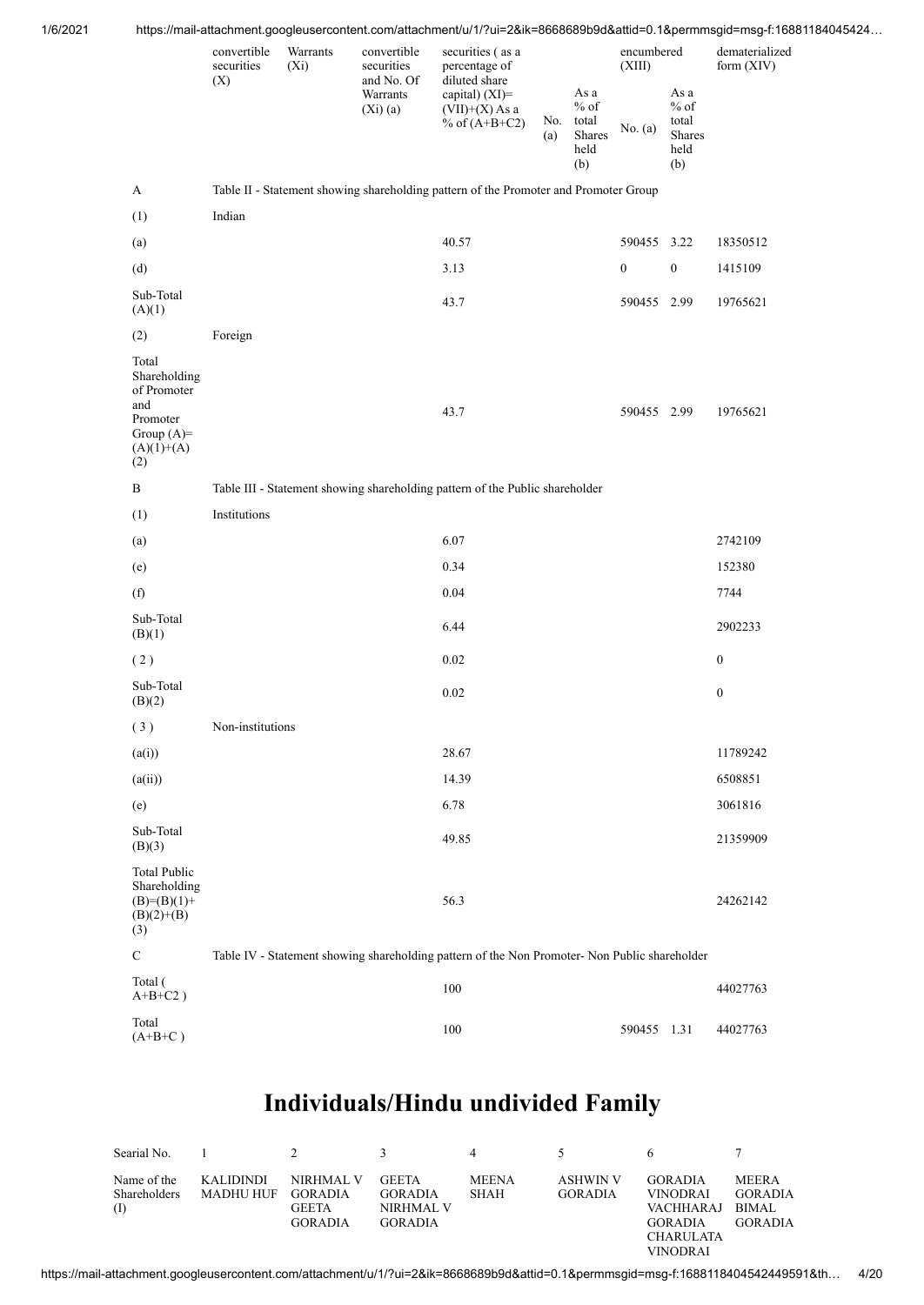| Category | No. Of Shares Underlying Outstanding convertible securities (X) | No. of Shares Underlying Outstanding Warrants (Xi) | No. Of Shares Underlying Outstanding convertible securities and No. Of Warrants (Xi) (a) | Shareholding, as a % assuming full conversion of convertible securities ( as a percentage of diluted share capital) (XI)= (VII)+(X) As a % of (A+B+C2) | Number of Locked in shares (XII) No. (a) | Number of Locked in shares (XII) As a % of total Shares held (b) | Number of Shares pledged or otherwise encumbered (XIII) No. (a) | Number of Shares pledged or otherwise encumbered (XIII) As a % of total Shares held (b) | Number of equity shares held in dematerialized form (XIV) |
|---|---|---|---|---|---|---|---|---|---|
| A | Table II - Statement showing shareholding pattern of the Promoter and Promoter Group | | | | | | | | |
| (1) | Indian | | | | | | | | |
| (a) | | | | 40.57 | | | 590455 | 3.22 | 18350512 |
| (d) | | | | 3.13 | | | 0 | 0 | 1415109 |
| Sub-Total (A)(1) | | | | 43.7 | | | 590455 | 2.99 | 19765621 |
| (2) | Foreign | | | | | | | | |
| Total Shareholding of Promoter and Promoter Group (A)= (A)(1)+(A)(2) | | | | 43.7 | | | 590455 | 2.99 | 19765621 |
| B | Table III - Statement showing shareholding pattern of the Public shareholder | | | | | | | | |
| (1) | Institutions | | | | | | | | |
| (a) | | | | 6.07 | | | | | 2742109 |
| (e) | | | | 0.34 | | | | | 152380 |
| (f) | | | | 0.04 | | | | | 7744 |
| Sub-Total (B)(1) | | | | 6.44 | | | | | 2902233 |
| ( 2 ) | | | | 0.02 | | | | | 0 |
| Sub-Total (B)(2) | | | | 0.02 | | | | | 0 |
| ( 3 ) | Non-institutions | | | | | | | | |
| (a(i)) | | | | 28.67 | | | | | 11789242 |
| (a(ii)) | | | | 14.39 | | | | | 6508851 |
| (e) | | | | 6.78 | | | | | 3061816 |
| Sub-Total (B)(3) | | | | 49.85 | | | | | 21359909 |
| Total Public Shareholding (B)=(B)(1)+(B)(2)+(B)(3) | | | | 56.3 | | | | | 24262142 |
| C | Table IV - Statement showing shareholding pattern of the Non Promoter- Non Public shareholder | | | | | | | | |
| Total ( A+B+C2 ) | | | | 100 | | | | | 44027763 |
| Total (A+B+C ) | | | | 100 | | | 590455 | 1.31 | 44027763 |

# Individuals/Hindu undivided Family

| Searial No. | 1 | 2 | 3 | 4 | 5 | 6 | 7 |
|---|---|---|---|---|---|---|---|
| Name of the Shareholders (I) | KALIDINDI MADHU HUF | NIRHMAL V GORADIA GEETA GORADIA | GEETA GORADIA NIRHMAL V GORADIA | MEENA SHAH | ASHWIN V GORADIA | GORADIA VINODRAI VACHHARAJ GORADIA CHARULATA VINODRAI | MEERA GORADIA BIMAL GORADIA |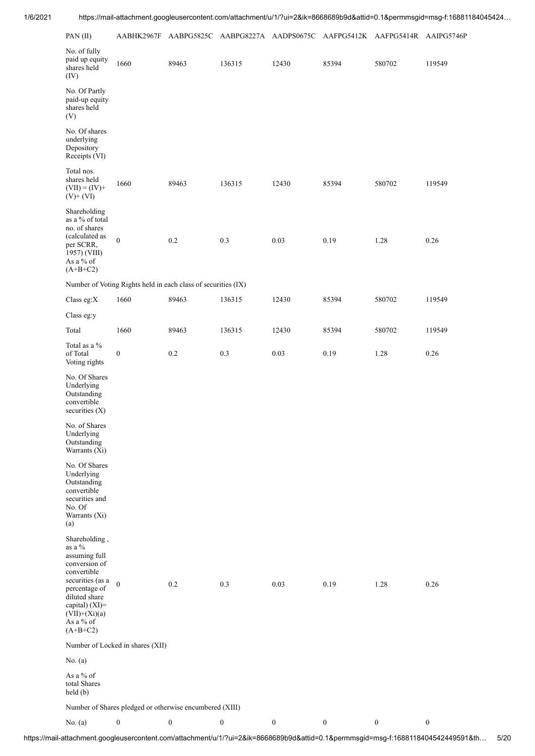| PAN (II) | AABHK2967F | AABPG5825C | AABPG8227A | AADPS0675C | AAFPG5412K | AAFPG5414R | AAIPG5746P |
|---|---|---|---|---|---|---|---|
| No. of fully paid up equity shares held (IV) | 1660 | 89463 | 136315 | 12430 | 85394 | 580702 | 119549 |
| No. Of Partly paid-up equity shares held (V) | | | | | | | |
| No. Of shares underlying Depository Receipts (VI) | | | | | | | |
| Total nos. shares held (VII) = (IV)+ (V)+ (VI) | 1660 | 89463 | 136315 | 12430 | 85394 | 580702 | 119549 |
| Shareholding as a % of total no. of shares (calculated as per SCRR, 1957) (VIII) As a % of (A+B+C2) | 0 | 0.2 | 0.3 | 0.03 | 0.19 | 1.28 | 0.26 |
| Number of Voting Rights held in each class of securities (IX) | | | | | | | |
| Class eg:X | 1660 | 89463 | 136315 | 12430 | 85394 | 580702 | 119549 |
| Class eg:y | | | | | | | |
| Total | 1660 | 89463 | 136315 | 12430 | 85394 | 580702 | 119549 |
| Total as a % of Total Voting rights | 0 | 0.2 | 0.3 | 0.03 | 0.19 | 1.28 | 0.26 |
| No. Of Shares Underlying Outstanding convertible securities (X) | | | | | | | |
| No. of Shares Underlying Outstanding Warrants (Xi) | | | | | | | |
| No. Of Shares Underlying Outstanding convertible securities and No. Of Warrants (Xi) (a) | | | | | | | |
| Shareholding , as a % assuming full conversion of convertible securities (as a percentage of diluted share capital) (XI)= (VII)+(Xi)(a) As a % of (A+B+C2) | 0 | 0.2 | 0.3 | 0.03 | 0.19 | 1.28 | 0.26 |
| Number of Locked in shares (XII) | | | | | | | |
| No. (a) | | | | | | | |
| As a % of total Shares held (b) | | | | | | | |
| Number of Shares pledged or otherwise encumbered (XIII) | | | | | | | |
| No. (a) | 0 | 0 | 0 | 0 | 0 | 0 | 0 |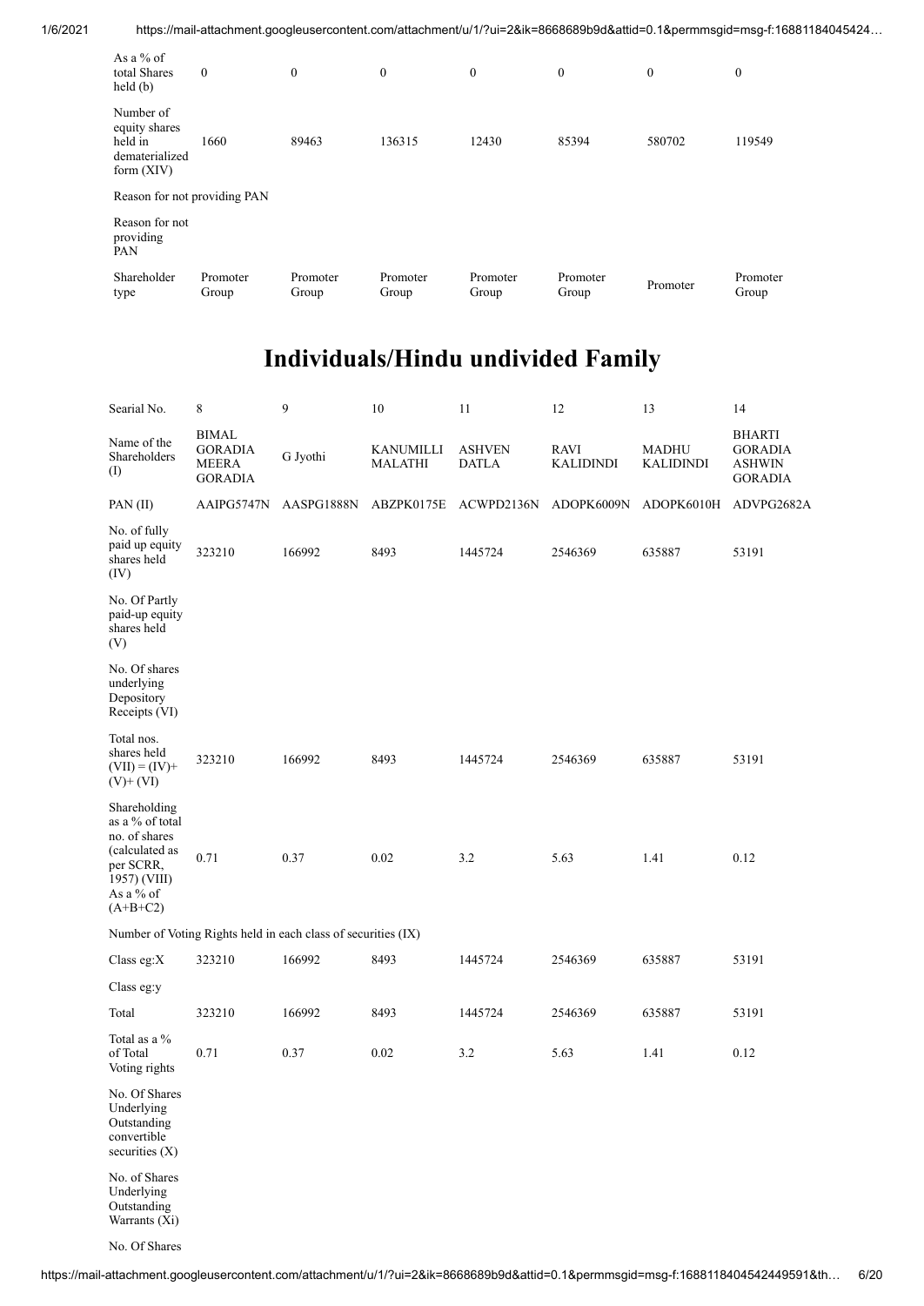| As a % of total Shares held (b) | 0 | 0 | 0 | 0 | 0 | 0 | 0 |
|---|---|---|---|---|---|---|---|
| Number of equity shares held in dematerialized form (XIV) | 1660 | 89463 | 136315 | 12430 | 85394 | 580702 | 119549 |
| Reason for not providing PAN | | | | | | | |
| Reason for not providing PAN | | | | | | | |
| Shareholder type | Promoter Group | Promoter Group | Promoter Group | Promoter Group | Promoter Group | Promoter | Promoter Group |

# Individuals/Hindu undivided Family

| Searial No. | 8 | 9 | 10 | 11 | 12 | 13 | 14 |
|---|---|---|---|---|---|---|---|
| Name of the Shareholders (I) | BIMAL GORADIA MEERA GORADIA | G Jyothi | KANUMILLI MALATHI | ASHVEN DATLA | RAVI KALIDINDI | MADHU KALIDINDI | BHARTI GORADIA ASHWIN GORADIA |
| PAN (II) | AAIPG5747N | AASPG1888N | ABZPK0175E | ACWPD2136N | ADOPK6009N | ADOPK6010H | ADVPG2682A |
| No. of fully paid up equity shares held (IV) | 323210 | 166992 | 8493 | 1445724 | 2546369 | 635887 | 53191 |
| No. Of Partly paid-up equity shares held (V) | | | | | | | |
| No. Of shares underlying Depository Receipts (VI) | | | | | | | |
| Total nos. shares held (VII) = (IV)+ (V)+ (VI) | 323210 | 166992 | 8493 | 1445724 | 2546369 | 635887 | 53191 |
| Shareholding as a % of total no. of shares (calculated as per SCRR, 1957) (VIII) As a % of (A+B+C2) | 0.71 | 0.37 | 0.02 | 3.2 | 5.63 | 1.41 | 0.12 |
| Number of Voting Rights held in each class of securities (IX) | | | | | | | |
| Class eg:X | 323210 | 166992 | 8493 | 1445724 | 2546369 | 635887 | 53191 |
| Class eg:y | | | | | | | |
| Total | 323210 | 166992 | 8493 | 1445724 | 2546369 | 635887 | 53191 |
| Total as a % of Total Voting rights | 0.71 | 0.37 | 0.02 | 3.2 | 5.63 | 1.41 | 0.12 |
| No. Of Shares Underlying Outstanding convertible securities (X) | | | | | | | |
| No. of Shares Underlying Outstanding Warrants (Xi) | | | | | | | |
| No. Of Shares | | | | | | | |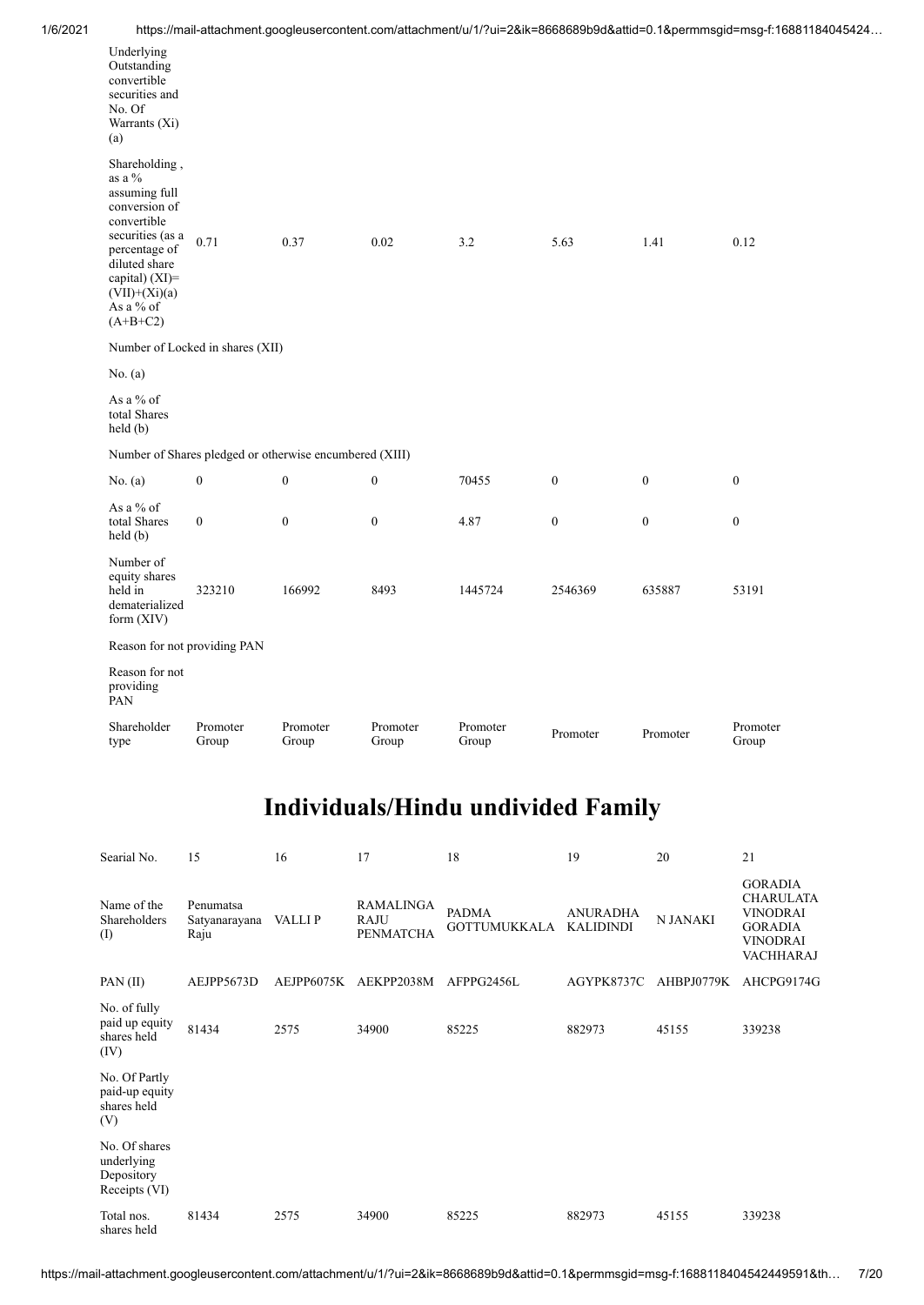| | | | | | | | |
|---|---|---|---|---|---|---|---|
| Underlying Outstanding convertible securities and No. Of Warrants (Xi) (a) | | | | | | | |
| Shareholding , as a % assuming full conversion of convertible securities (as a percentage of diluted share capital) (XI)= (VII)+(Xi)(a) As a % of (A+B+C2) | 0.71 | 0.37 | 0.02 | 3.2 | 5.63 | 1.41 | 0.12 |
| Number of Locked in shares (XII) | | | | | | | |
| No. (a) | | | | | | | |
| As a % of total Shares held (b) | | | | | | | |
| Number of Shares pledged or otherwise encumbered (XIII) | | | | | | | |
| No. (a) | 0 | 0 | 0 | 70455 | 0 | 0 | 0 |
| As a % of total Shares held (b) | 0 | 0 | 0 | 4.87 | 0 | 0 | 0 |
| Number of equity shares held in dematerialized form (XIV) | 323210 | 166992 | 8493 | 1445724 | 2546369 | 635887 | 53191 |
| Reason for not providing PAN | | | | | | | |
| Reason for not providing PAN | | | | | | | |
| Shareholder type | Promoter Group | Promoter Group | Promoter Group | Promoter Group | Promoter | Promoter | Promoter Group |

# Individuals/Hindu undivided Family

| Searial No. | 15 | 16 | 17 | 18 | 19 | 20 | 21 |
|---|---|---|---|---|---|---|---|
| Name of the Shareholders (I) | Penumatsa Satyanarayana Raju | VALLI P | RAMALINGA RAJU PENMATCHA | PADMA GOTTUMUKKALA | ANURADHA KALIDINDI | N JANAKI | GORADIA CHARULATA VINODRAI GORADIA VINODRAI VACHHARAJ |
| PAN (II) | AEJPP5673D | AEJPP6075K | AEKPP2038M | AFPPG2456L | AGYPK8737C | AHBPJ0779K | AHCPG9174G |
| No. of fully paid up equity shares held (IV) | 81434 | 2575 | 34900 | 85225 | 882973 | 45155 | 339238 |
| No. Of Partly paid-up equity shares held (V) | | | | | | | |
| No. Of shares underlying Depository Receipts (VI) | | | | | | | |
| Total nos. shares held | 81434 | 2575 | 34900 | 85225 | 882973 | 45155 | 339238 |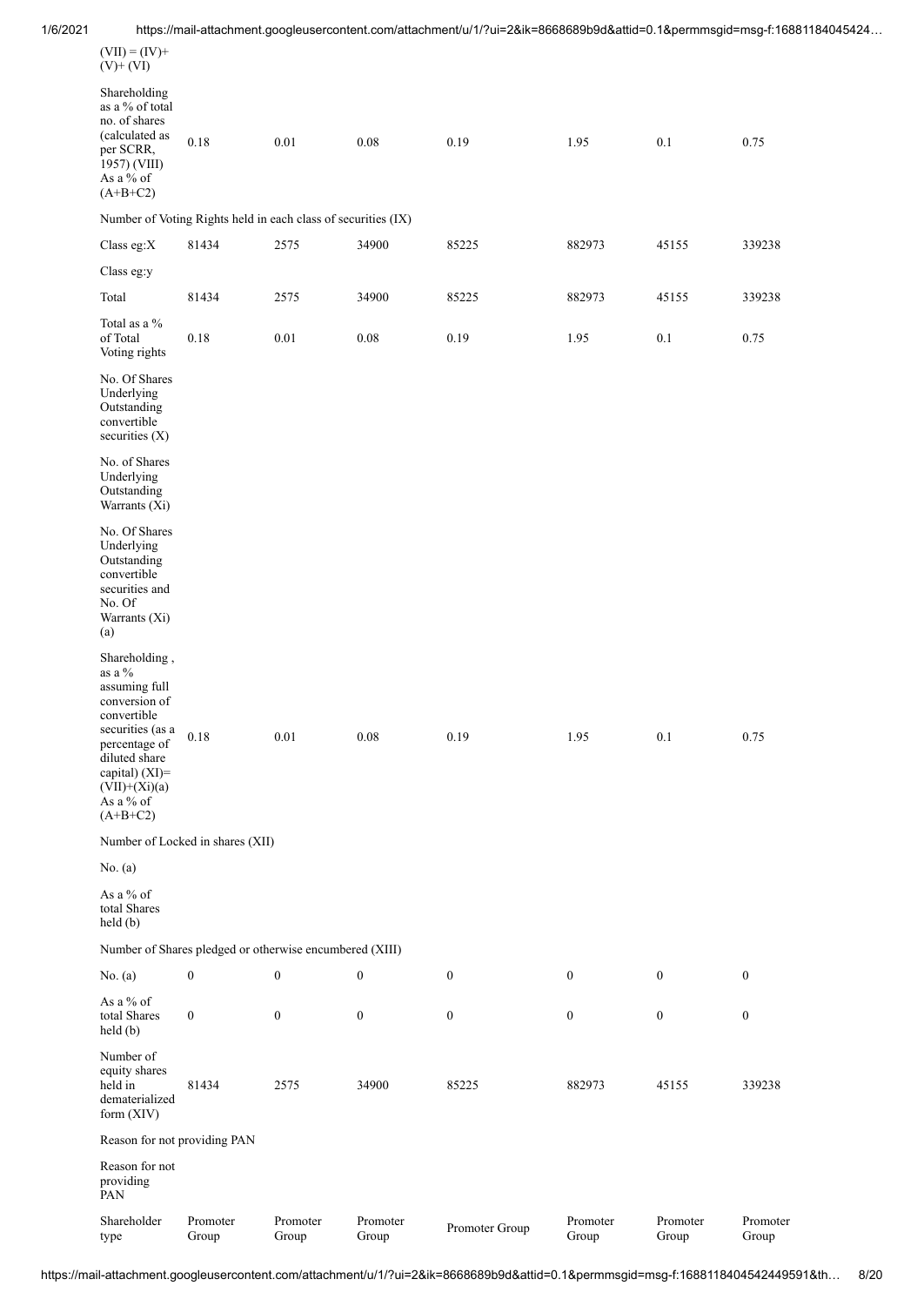| (VII) = (IV)+ (V)+ (VI) | | | | | | | |
|---|---|---|---|---|---|---|---|
| Shareholding as a % of total no. of shares (calculated as per SCRR, 1957) (VIII) As a % of (A+B+C2) | 0.18 | 0.01 | 0.08 | 0.19 | 1.95 | 0.1 | 0.75 |
| Number of Voting Rights held in each class of securities (IX) | | | | | | | |
| Class eg:X | 81434 | 2575 | 34900 | 85225 | 882973 | 45155 | 339238 |
| Class eg:y | | | | | | | |
| Total | 81434 | 2575 | 34900 | 85225 | 882973 | 45155 | 339238 |
| Total as a % of Total Voting rights | 0.18 | 0.01 | 0.08 | 0.19 | 1.95 | 0.1 | 0.75 |
| No. Of Shares Underlying Outstanding convertible securities (X) | | | | | | | |
| No. of Shares Underlying Outstanding Warrants (Xi) | | | | | | | |
| No. Of Shares Underlying Outstanding convertible securities and No. Of Warrants (Xi) (a) | | | | | | | |
| Shareholding , as a % assuming full conversion of convertible securities (as a percentage of diluted share capital) (XI)= (VII)+(Xi)(a) As a % of (A+B+C2) | 0.18 | 0.01 | 0.08 | 0.19 | 1.95 | 0.1 | 0.75 |
| Number of Locked in shares (XII) | | | | | | | |
| No. (a) | | | | | | | |
| As a % of total Shares held (b) | | | | | | | |
| Number of Shares pledged or otherwise encumbered (XIII) | | | | | | | |
| No. (a) | 0 | 0 | 0 | 0 | 0 | 0 | 0 |
| As a % of total Shares held (b) | 0 | 0 | 0 | 0 | 0 | 0 | 0 |
| Number of equity shares held in dematerialized form (XIV) | 81434 | 2575 | 34900 | 85225 | 882973 | 45155 | 339238 |
| Reason for not providing PAN | | | | | | | |
| Reason for not providing PAN | | | | | | | |
| Shareholder type | Promoter Group | Promoter Group | Promoter Group | Promoter Group | Promoter Group | Promoter Group | Promoter Group |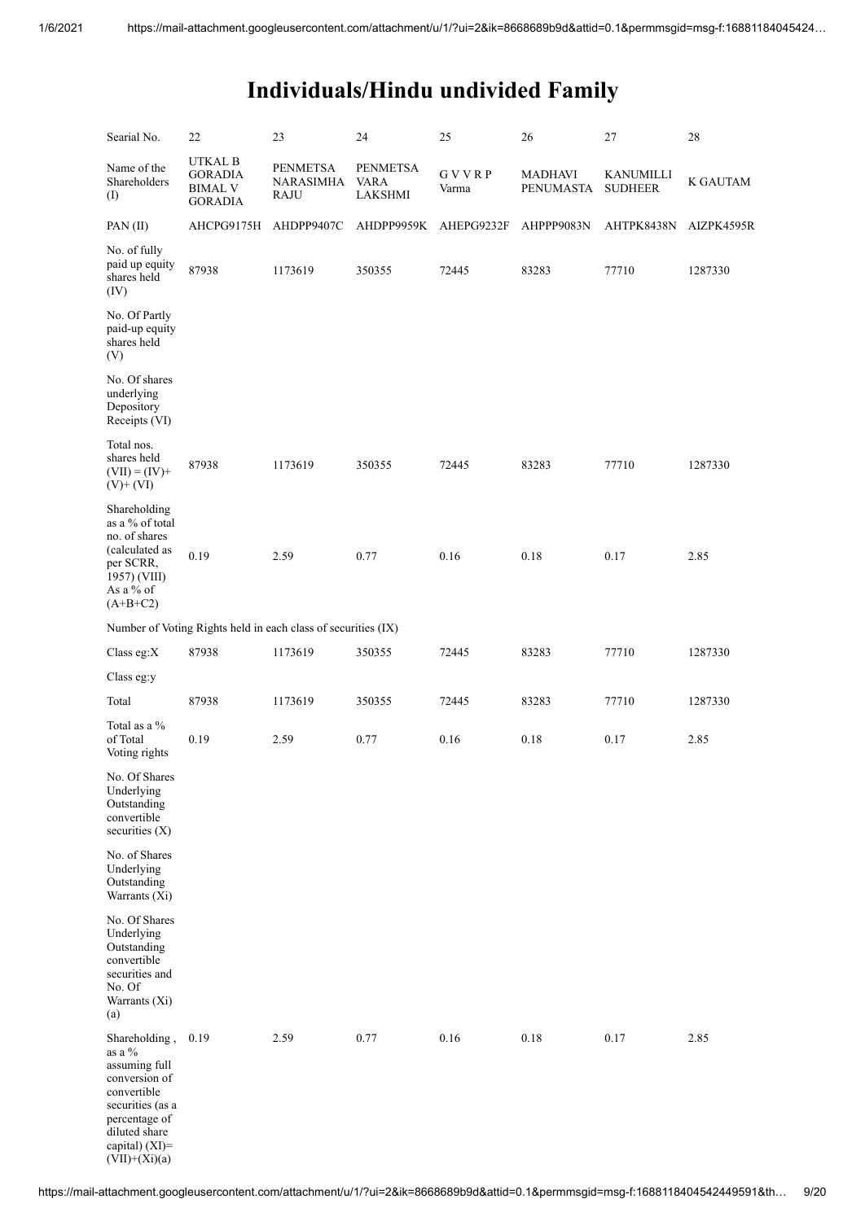# Individuals/Hindu undivided Family

| Searial No. | 22 | 23 | 24 | 25 | 26 | 27 | 28 |
|---|---|---|---|---|---|---|---|
| Name of the Shareholders (I) | UTKAL B GORADIA BIMAL V GORADIA | PENMETSA NARASIMHA RAJU | PENMETSA VARA LAKSHMI | G V V R P Varma | MADHAVI PENUMASTA | KANUMILLI SUDHEER | K GAUTAM |
| PAN (II) | AHCPG9175H | AHDPP9407C | AHDPP9959K | AHEPG9232F | AHPPP9083N | AHTPK8438N | AIZPK4595R |
| No. of fully paid up equity shares held (IV) | 87938 | 1173619 | 350355 | 72445 | 83283 | 77710 | 1287330 |
| No. Of Partly paid-up equity shares held (V) | | | | | | | |
| No. Of shares underlying Depository Receipts (VI) | | | | | | | |
| Total nos. shares held (VII) = (IV)+ (V)+ (VI) | 87938 | 1173619 | 350355 | 72445 | 83283 | 77710 | 1287330 |
| Shareholding as a % of total no. of shares (calculated as per SCRR, 1957) (VIII) As a % of (A+B+C2) | 0.19 | 2.59 | 0.77 | 0.16 | 0.18 | 0.17 | 2.85 |
| Number of Voting Rights held in each class of securities (IX) | | | | | | | |
| Class eg:X | 87938 | 1173619 | 350355 | 72445 | 83283 | 77710 | 1287330 |
| Class eg:y | | | | | | | |
| Total | 87938 | 1173619 | 350355 | 72445 | 83283 | 77710 | 1287330 |
| Total as a % of Total Voting rights | 0.19 | 2.59 | 0.77 | 0.16 | 0.18 | 0.17 | 2.85 |
| No. Of Shares Underlying Outstanding convertible securities (X) | | | | | | | |
| No. of Shares Underlying Outstanding Warrants (Xi) | | | | | | | |
| No. Of Shares Underlying Outstanding convertible securities and No. Of Warrants (Xi) (a) | | | | | | | |
| Shareholding , as a % assuming full conversion of convertible securities (as a percentage of diluted share capital) (XI)= (VII)+(Xi)(a) | 0.19 | 2.59 | 0.77 | 0.16 | 0.18 | 0.17 | 2.85 |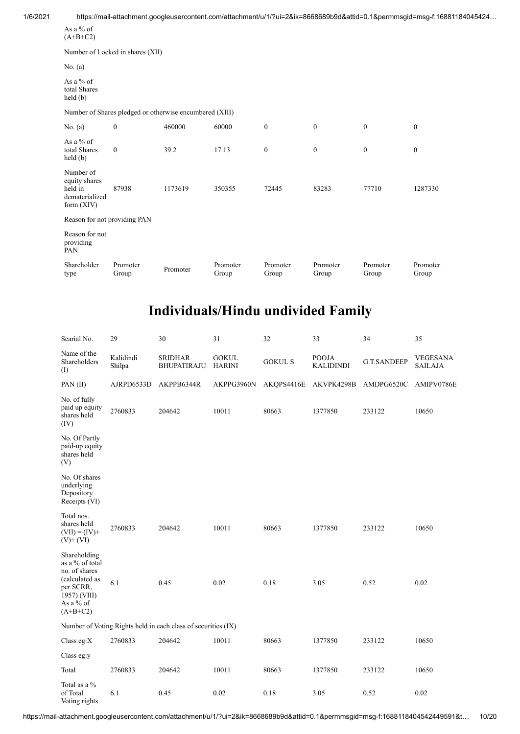| | | | | | | | |
|---|---|---|---|---|---|---|---|
| As a % of (A+B+C2) | | | | | | | |
| Number of Locked in shares (XII) | | | | | | | |
| No. (a) | | | | | | | |
| As a % of total Shares held (b) | | | | | | | |
| Number of Shares pledged or otherwise encumbered (XIII) | | | | | | | |
| No. (a) | 0 | 460000 | 60000 | 0 | 0 | 0 | 0 |
| As a % of total Shares held (b) | 0 | 39.2 | 17.13 | 0 | 0 | 0 | 0 |
| Number of equity shares held in dematerialized form (XIV) | 87938 | 1173619 | 350355 | 72445 | 83283 | 77710 | 1287330 |
| Reason for not providing PAN | | | | | | | |
| Reason for not providing PAN | | | | | | | |
| Shareholder type | Promoter Group | Promoter | Promoter Group | Promoter Group | Promoter Group | Promoter Group | Promoter Group |

# Individuals/Hindu undivided Family

| Searial No. | 29 | 30 | 31 | 32 | 33 | 34 | 35 |
|---|---|---|---|---|---|---|---|
| Name of the Shareholders (I) | Kalidindi Shilpa | SRIDHAR BHUPATIRAJU | GOKUL HARINI | GOKUL S | POOJA KALIDINDI | G.T.SANDEEP | VEGESANA SAILAJA |
| PAN (II) | AJRPD6533D | AKPPB6344R | AKPPG3960N | AKQPS4416E | AKVPK4298B | AMDPG6520C | AMIPV0786E |
| No. of fully paid up equity shares held (IV) | 2760833 | 204642 | 10011 | 80663 | 1377850 | 233122 | 10650 |
| No. Of Partly paid-up equity shares held (V) | | | | | | | |
| No. Of shares underlying Depository Receipts (VI) | | | | | | | |
| Total nos. shares held (VII) = (IV)+ (V)+ (VI) | 2760833 | 204642 | 10011 | 80663 | 1377850 | 233122 | 10650 |
| Shareholding as a % of total no. of shares (calculated as per SCRR, 1957) (VIII) As a % of (A+B+C2) | 6.1 | 0.45 | 0.02 | 0.18 | 3.05 | 0.52 | 0.02 |
| Number of Voting Rights held in each class of securities (IX) | | | | | | | |
| Class eg:X | 2760833 | 204642 | 10011 | 80663 | 1377850 | 233122 | 10650 |
| Class eg:y | | | | | | | |
| Total | 2760833 | 204642 | 10011 | 80663 | 1377850 | 233122 | 10650 |
| Total as a % of Total Voting rights | 6.1 | 0.45 | 0.02 | 0.18 | 3.05 | 0.52 | 0.02 |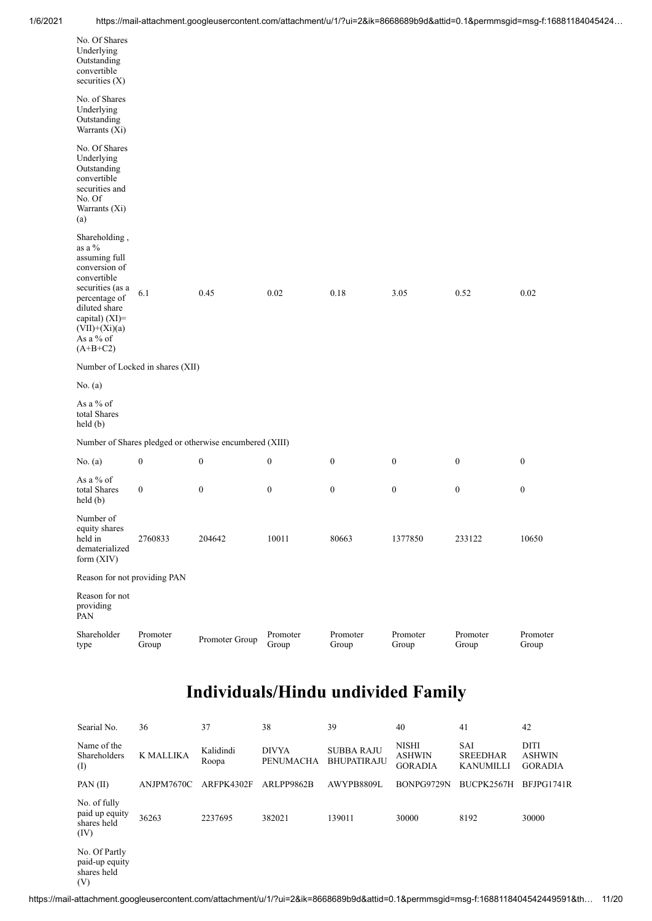| | | | | | | | |
|---|---|---|---|---|---|---|---|
| No. Of Shares Underlying Outstanding convertible securities (X) | | | | | | | |
| No. of Shares Underlying Outstanding Warrants (Xi) | | | | | | | |
| No. Of Shares Underlying Outstanding convertible securities and No. Of Warrants (Xi) (a) | | | | | | | |
| Shareholding , as a % assuming full conversion of convertible securities (as a percentage of diluted share capital) (XI)= (VII)+(Xi)(a) As a % of (A+B+C2) | 6.1 | 0.45 | 0.02 | 0.18 | 3.05 | 0.52 | 0.02 |
| Number of Locked in shares (XII) | | | | | | | |
| No. (a) | | | | | | | |
| As a % of total Shares held (b) | | | | | | | |
| Number of Shares pledged or otherwise encumbered (XIII) | | | | | | | |
| No. (a) | 0 | 0 | 0 | 0 | 0 | 0 | 0 |
| As a % of total Shares held (b) | 0 | 0 | 0 | 0 | 0 | 0 | 0 |
| Number of equity shares held in dematerialized form (XIV) | 2760833 | 204642 | 10011 | 80663 | 1377850 | 233122 | 10650 |
| Reason for not providing PAN | | | | | | | |
| Reason for not providing PAN | | | | | | | |
| Shareholder type | Promoter Group | Promoter Group | Promoter Group | Promoter Group | Promoter Group | Promoter Group | Promoter Group |

# Individuals/Hindu undivided Family

| Searial No. | 36 | 37 | 38 | 39 | 40 | 41 | 42 |
|---|---|---|---|---|---|---|---|
| Name of the Shareholders (I) | K MALLIKA | Kalidindi Roopa | DIVYA PENUMACHA | SUBBA RAJU BHUPATIRAJU | NISHI ASHWIN GORADIA | SAI SREEDHAR KANUMILLI | DITI ASHWIN GORADIA |
| PAN (II) | ANJPM7670C | ARFPK4302F | ARLPP9862B | AWYPB8809L | BONPG9729N | BUCPK2567H | BFJPG1741R |
| No. of fully paid up equity shares held (IV) | 36263 | 2237695 | 382021 | 139011 | 30000 | 8192 | 30000 |
| No. Of Partly paid-up equity shares held (V) | | | | | | | |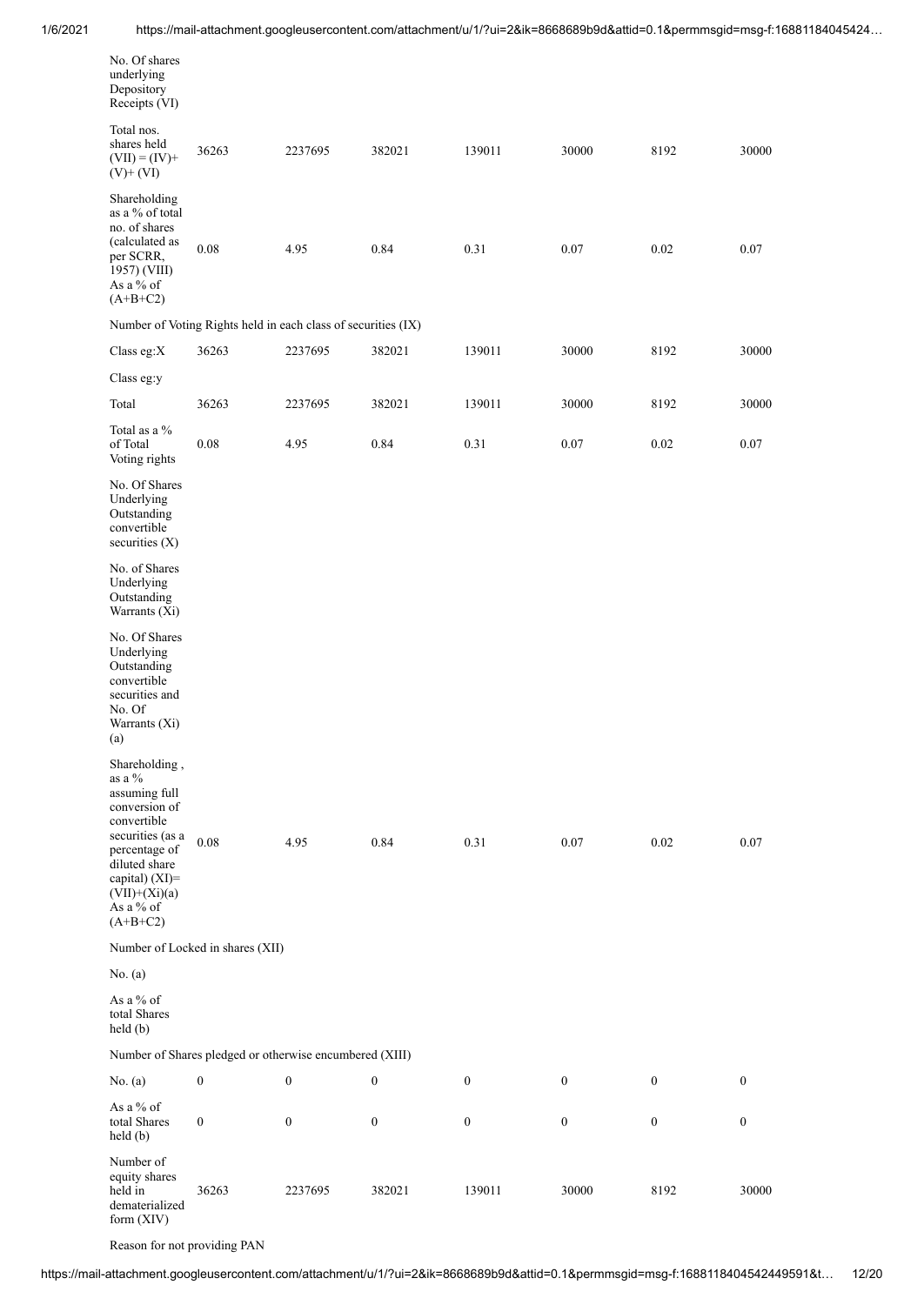| | | | | | | | |
|---|---|---|---|---|---|---|---|
| No. Of shares underlying Depository Receipts (VI) | | | | | | | |
| Total nos. shares held (VII) = (IV)+ (V)+ (VI) | 36263 | 2237695 | 382021 | 139011 | 30000 | 8192 | 30000 |
| Shareholding as a % of total no. of shares (calculated as per SCRR, 1957) (VIII) As a % of (A+B+C2) | 0.08 | 4.95 | 0.84 | 0.31 | 0.07 | 0.02 | 0.07 |
| Number of Voting Rights held in each class of securities (IX) | | | | | | | |
| Class eg:X | 36263 | 2237695 | 382021 | 139011 | 30000 | 8192 | 30000 |
| Class eg:y | | | | | | | |
| Total | 36263 | 2237695 | 382021 | 139011 | 30000 | 8192 | 30000 |
| Total as a % of Total Voting rights | 0.08 | 4.95 | 0.84 | 0.31 | 0.07 | 0.02 | 0.07 |
| No. Of Shares Underlying Outstanding convertible securities (X) | | | | | | | |
| No. of Shares Underlying Outstanding Warrants (Xi) | | | | | | | |
| No. Of Shares Underlying Outstanding convertible securities and No. Of Warrants (Xi) (a) | | | | | | | |
| Shareholding , as a % assuming full conversion of convertible securities (as a percentage of diluted share capital) (XI)= (VII)+(Xi)(a) As a % of (A+B+C2) | 0.08 | 4.95 | 0.84 | 0.31 | 0.07 | 0.02 | 0.07 |
| Number of Locked in shares (XII) | | | | | | | |
| No. (a) | | | | | | | |
| As a % of total Shares held (b) | | | | | | | |
| Number of Shares pledged or otherwise encumbered (XIII) | | | | | | | |
| No. (a) | 0 | 0 | 0 | 0 | 0 | 0 | 0 |
| As a % of total Shares held (b) | 0 | 0 | 0 | 0 | 0 | 0 | 0 |
| Number of equity shares held in dematerialized form (XIV) | 36263 | 2237695 | 382021 | 139011 | 30000 | 8192 | 30000 |
| Reason for not providing PAN | | | | | | | |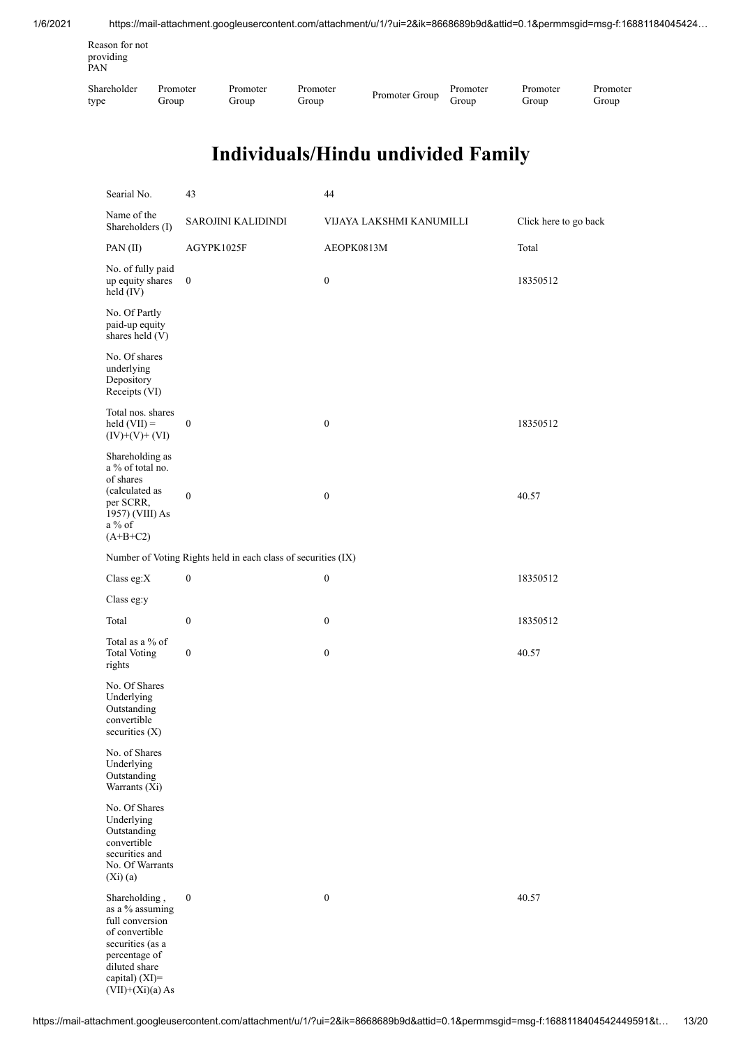| Reason for not providing PAN | | | | | | | |
|---|---|---|---|---|---|---|---|
| Shareholder type | Promoter Group | Promoter Group | Promoter Group | Promoter Group | Promoter Group | Promoter Group | Promoter Group |

# Individuals/Hindu undivided Family

| Searial No. | 43 | 44 | |
|---|---|---|---|
| Name of the Shareholders (I) | SAROJINI KALIDINDI | VIJAYA LAKSHMI KANUMILLI | Click here to go back |
| PAN (II) | AGYPK1025F | AEOPK0813M | Total |
| No. of fully paid up equity shares held (IV) | 0 | 0 | 18350512 |
| No. Of Partly paid-up equity shares held (V) | | | |
| No. Of shares underlying Depository Receipts (VI) | | | |
| Total nos. shares held (VII) = (IV)+(V)+ (VI) | 0 | 0 | 18350512 |
| Shareholding as a % of total no. of shares (calculated as per SCRR, 1957) (VIII) As a % of (A+B+C2) | 0 | 0 | 40.57 |
| Number of Voting Rights held in each class of securities (IX) | | | |
| Class eg:X | 0 | 0 | 18350512 |
| Class eg:y | | | |
| Total | 0 | 0 | 18350512 |
| Total as a % of Total Voting rights | 0 | 0 | 40.57 |
| No. Of Shares Underlying Outstanding convertible securities (X) | | | |
| No. of Shares Underlying Outstanding Warrants (Xi) | | | |
| No. Of Shares Underlying Outstanding convertible securities and No. Of Warrants (Xi) (a) | | | |
| Shareholding , as a % assuming full conversion of convertible securities (as a percentage of diluted share capital) (XI)= (VII)+(Xi)(a) As | 0 | 0 | 40.57 |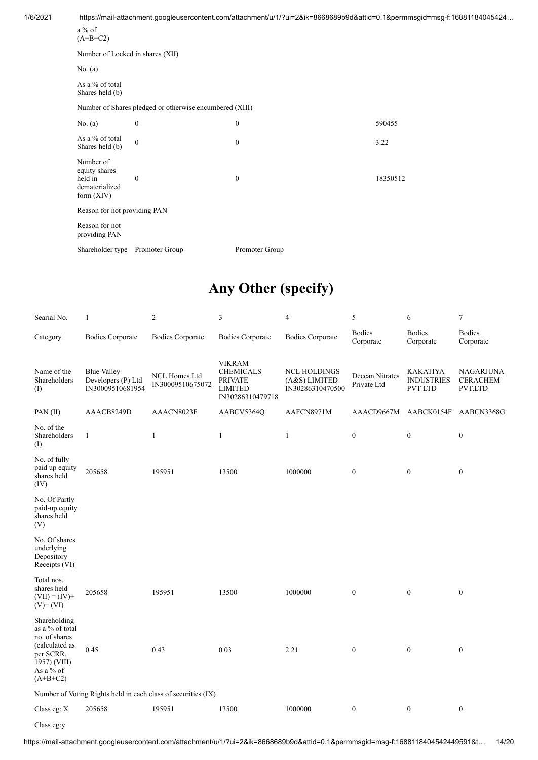| | | | |
|---|---|---|---|
| a % of (A+B+C2) | | | |
| Number of Locked in shares (XII) | | | |
| No. (a) | | | |
| As a % of total Shares held (b) | | | |
| Number of Shares pledged or otherwise encumbered (XIII) | | | |
| No. (a) | 0 | 0 | 590455 |
| As a % of total Shares held (b) | 0 | 0 | 3.22 |
| Number of equity shares held in dematerialized form (XIV) | 0 | 0 | 18350512 |
| Reason for not providing PAN | | | |
| Reason for not providing PAN | | | |
| Shareholder type | Promoter Group | Promoter Group | |

# Any Other (specify)

| Searial No. | 1 | 2 | 3 | 4 | 5 | 6 | 7 |
|---|---|---|---|---|---|---|---|
| Category | Bodies Corporate | Bodies Corporate | Bodies Corporate | Bodies Corporate | Bodies Corporate | Bodies Corporate | Bodies Corporate |
| Name of the Shareholders (I) | Blue Valley Developers (P) Ltd IN30009510681954 | NCL Homes Ltd IN30009510675072 | VIKRAM CHEMICALS PRIVATE LIMITED IN30286310479718 | NCL HOLDINGS (A&S) LIMITED IN30286310470500 | Deccan Nitrates Private Ltd | KAKATIYA INDUSTRIES PVT LTD | NAGARJUNA CERACHEM PVT.LTD |
| PAN (II) | AAACB8249D | AAACN8023F | AABCV5364Q | AAFCN8971M | AAACD9667M | AABCK0154F | AABCN3368G |
| No. of the Shareholders (I) | 1 | 1 | 1 | 1 | 0 | 0 | 0 |
| No. of fully paid up equity shares held (IV) | 205658 | 195951 | 13500 | 1000000 | 0 | 0 | 0 |
| No. Of Partly paid-up equity shares held (V) | | | | | | | |
| No. Of shares underlying Depository Receipts (VI) | | | | | | | |
| Total nos. shares held (VII) = (IV)+ (V)+ (VI) | 205658 | 195951 | 13500 | 1000000 | 0 | 0 | 0 |
| Shareholding as a % of total no. of shares (calculated as per SCRR, 1957) (VIII) As a % of (A+B+C2) | 0.45 | 0.43 | 0.03 | 2.21 | 0 | 0 | 0 |
| Number of Voting Rights held in each class of securities (IX) | | | | | | | |
| Class eg: X | 205658 | 195951 | 13500 | 1000000 | 0 | 0 | 0 |
| Class eg:y | | | | | | | |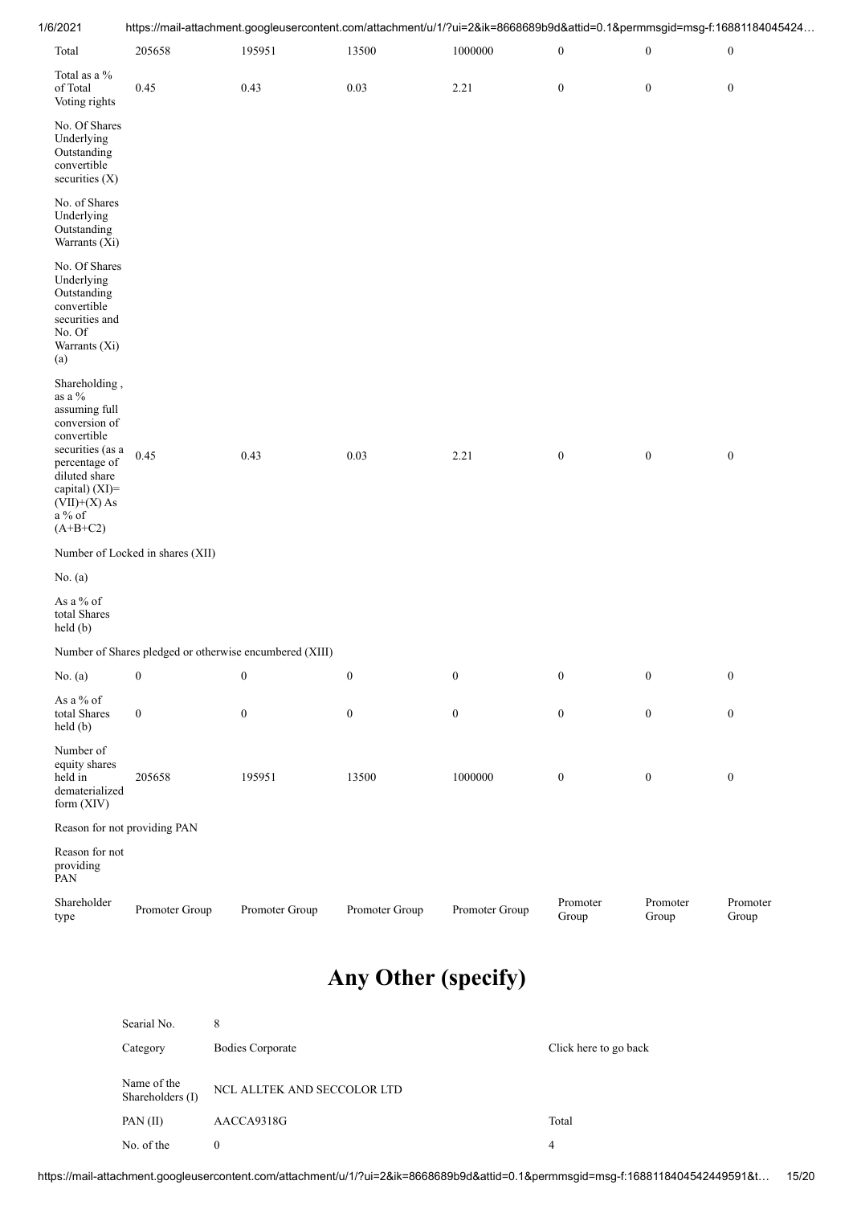| Total | 205658 | 195951 | 13500 | 1000000 | 0 | 0 | 0 |
|---|---|---|---|---|---|---|---|
| Total as a % of Total Voting rights | 0.45 | 0.43 | 0.03 | 2.21 | 0 | 0 | 0 |
| No. Of Shares Underlying Outstanding convertible securities (X) | | | | | | | |
| No. of Shares Underlying Outstanding Warrants (Xi) | | | | | | | |
| No. Of Shares Underlying Outstanding convertible securities and No. Of Warrants (Xi) (a) | | | | | | | |
| Shareholding , as a % assuming full conversion of convertible securities (as a percentage of diluted share capital) (XI)= (VII)+(X) As a % of (A+B+C2) | 0.45 | 0.43 | 0.03 | 2.21 | 0 | 0 | 0 |
| Number of Locked in shares (XII) | | | | | | | |
| No. (a) | | | | | | | |
| As a % of total Shares held (b) | | | | | | | |
| Number of Shares pledged or otherwise encumbered (XIII) | | | | | | | |
| No. (a) | 0 | 0 | 0 | 0 | 0 | 0 | 0 |
| As a % of total Shares held (b) | 0 | 0 | 0 | 0 | 0 | 0 | 0 |
| Number of equity shares held in dematerialized form (XIV) | 205658 | 195951 | 13500 | 1000000 | 0 | 0 | 0 |
| Reason for not providing PAN | | | | | | | |
| Reason for not providing PAN | | | | | | | |
| Shareholder type | Promoter Group | Promoter Group | Promoter Group | Promoter Group | Promoter Group | Promoter Group | Promoter Group |

# Any Other (specify)

| Searial No. | 8 | |
|---|---|---|
| Category | Bodies Corporate | Click here to go back |
| Name of the Shareholders (I) | NCL ALLTEK AND SECCOLOR LTD | |
| PAN (II) | AACCA9318G | Total |
| No. of the | 0 | 4 |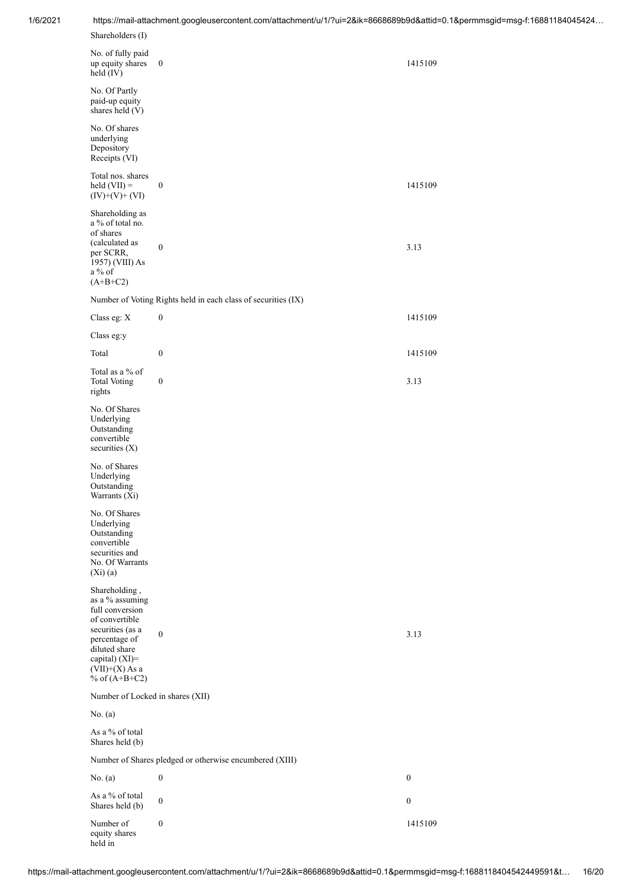| Shareholders (I) | | |
|---|---|---|
| No. of fully paid up equity shares held (IV) | 0 | 1415109 |
| No. Of Partly paid-up equity shares held (V) | | |
| No. Of shares underlying Depository Receipts (VI) | | |
| Total nos. shares held (VII) = (IV)+(V)+ (VI) | 0 | 1415109 |
| Shareholding as a % of total no. of shares (calculated as per SCRR, 1957) (VIII) As a % of (A+B+C2) | 0 | 3.13 |
| Number of Voting Rights held in each class of securities (IX) | | |
| Class eg: X | 0 | 1415109 |
| Class eg:y | | |
| Total | 0 | 1415109 |
| Total as a % of Total Voting rights | 0 | 3.13 |
| No. Of Shares Underlying Outstanding convertible securities (X) | | |
| No. of Shares Underlying Outstanding Warrants (Xi) | | |
| No. Of Shares Underlying Outstanding convertible securities and No. Of Warrants (Xi) (a) | | |
| Shareholding , as a % assuming full conversion of convertible securities (as a percentage of diluted share capital) (XI)= (VII)+(X) As a % of (A+B+C2) | 0 | 3.13 |
| Number of Locked in shares (XII) | | |
| No. (a) | | |
| As a % of total Shares held (b) | | |
| Number of Shares pledged or otherwise encumbered (XIII) | | |
| No. (a) | 0 | 0 |
| As a % of total Shares held (b) | 0 | 0 |
| Number of equity shares held in | 0 | 1415109 |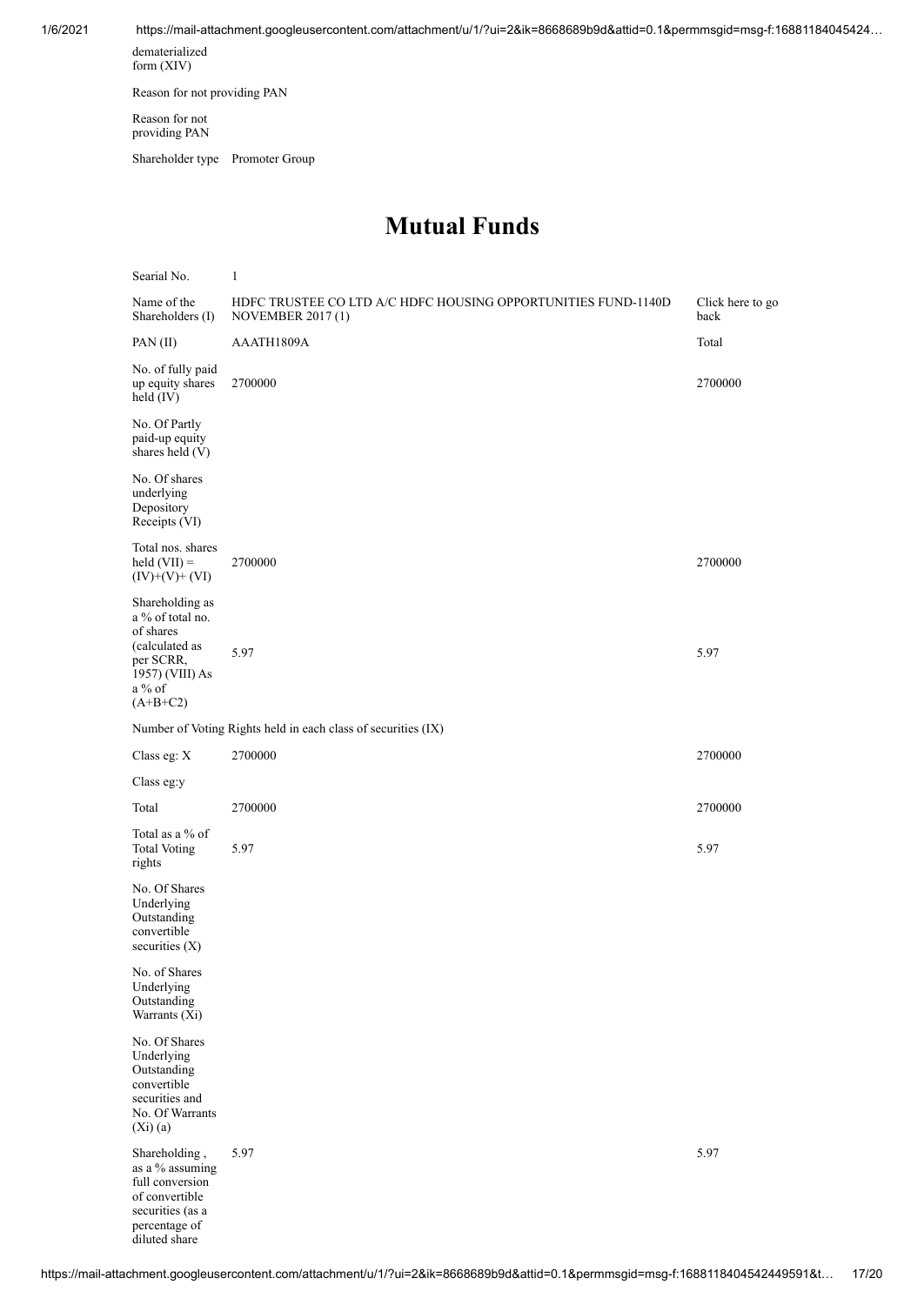| | |
|---|---|
| dematerialized form (XIV) | |

Reason for not providing PAN

| | |
|---|---|
| Reason for not providing PAN | |
| Shareholder type | Promoter Group |

# Mutual Funds

| Searial No. | 1 | |
|---|---|---|
| Name of the Shareholders (I) | HDFC TRUSTEE CO LTD A/C HDFC HOUSING OPPORTUNITIES FUND-1140D NOVEMBER 2017 (1) | Click here to go back |
| PAN (II) | AAATH1809A | Total |
| No. of fully paid up equity shares held (IV) | 2700000 | 2700000 |
| No. Of Partly paid-up equity shares held (V) | | |
| No. Of shares underlying Depository Receipts (VI) | | |
| Total nos. shares held (VII) = (IV)+(V)+ (VI) | 2700000 | 2700000 |
| Shareholding as a % of total no. of shares (calculated as per SCRR, 1957) (VIII) As a % of (A+B+C2) | 5.97 | 5.97 |
| Number of Voting Rights held in each class of securities (IX) | | |
| Class eg: X | 2700000 | 2700000 |
| Class eg:y | | |
| Total | 2700000 | 2700000 |
| Total as a % of Total Voting rights | 5.97 | 5.97 |
| No. Of Shares Underlying Outstanding convertible securities (X) | | |
| No. of Shares Underlying Outstanding Warrants (Xi) | | |
| No. Of Shares Underlying Outstanding convertible securities and No. Of Warrants (Xi) (a) | | |
| Shareholding , as a % assuming full conversion of convertible securities (as a percentage of diluted share | 5.97 | 5.97 |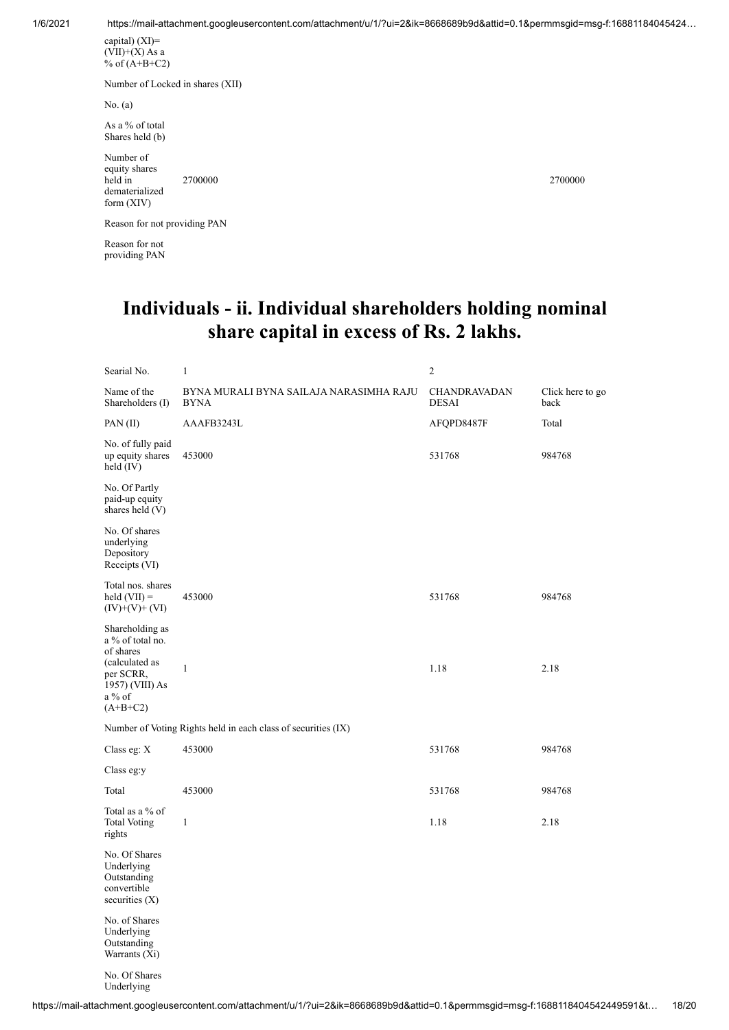| | | |
|---|---|---|
| capital) (XI)= (VII)+(X) As a % of (A+B+C2) | | |
| Number of Locked in shares (XII) | | |
| No. (a) | | |
| As a % of total Shares held (b) | | |
| Number of equity shares held in dematerialized form (XIV) | 2700000 | 2700000 |
| Reason for not providing PAN | | |
| Reason for not providing PAN | | |

# Individuals - ii. Individual shareholders holding nominal share capital in excess of Rs. 2 lakhs.

| Searial No. | 1 | 2 | |
|---|---|---|---|
| Name of the Shareholders (I) | BYNA MURALI BYNA SAILAJA NARASIMHA RAJU BYNA | CHANDRAVADAN DESAI | Click here to go back |
| PAN (II) | AAAFB3243L | AFQPD8487F | Total |
| No. of fully paid up equity shares held (IV) | 453000 | 531768 | 984768 |
| No. Of Partly paid-up equity shares held (V) | | | |
| No. Of shares underlying Depository Receipts (VI) | | | |
| Total nos. shares held (VII) = (IV)+(V)+ (VI) | 453000 | 531768 | 984768 |
| Shareholding as a % of total no. of shares (calculated as per SCRR, 1957) (VIII) As a % of (A+B+C2) | 1 | 1.18 | 2.18 |
| Number of Voting Rights held in each class of securities (IX) | | | |
| Class eg: X | 453000 | 531768 | 984768 |
| Class eg:y | | | |
| Total | 453000 | 531768 | 984768 |
| Total as a % of Total Voting rights | 1 | 1.18 | 2.18 |
| No. Of Shares Underlying Outstanding convertible securities (X) | | | |
| No. of Shares Underlying Outstanding Warrants (Xi) | | | |
| No. Of Shares Underlying | | | |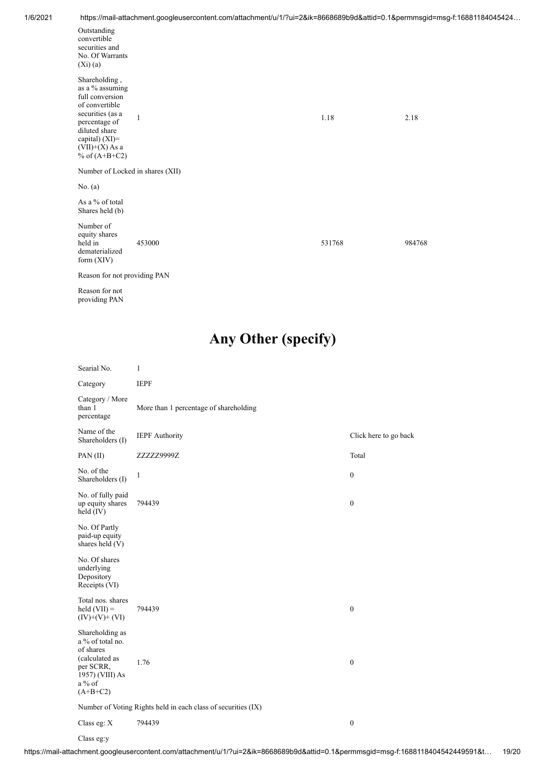| | | | |
|---|---|---|---|
| Outstanding convertible securities and No. Of Warrants (Xi) (a) | | | |
| Shareholding , as a % assuming full conversion of convertible securities (as a percentage of diluted share capital) (XI)= (VII)+(X) As a % of (A+B+C2) | 1 | 1.18 | 2.18 |
| Number of Locked in shares (XII) | | | |
| No. (a) | | | |
| As a % of total Shares held (b) | | | |
| Number of equity shares held in dematerialized form (XIV) | 453000 | 531768 | 984768 |
| Reason for not providing PAN | | | |
| Reason for not providing PAN | | | |

# Any Other (specify)

| | | |
|---|---|---|
| Searial No. | 1 | |
| Category | IEPF | |
| Category / More than 1 percentage | More than 1 percentage of shareholding | |
| Name of the Shareholders (I) | IEPF Authority | Click here to go back |
| PAN (II) | ZZZZZ9999Z | Total |
| No. of the Shareholders (I) | 1 | 0 |
| No. of fully paid up equity shares held (IV) | 794439 | 0 |
| No. Of Partly paid-up equity shares held (V) | | |
| No. Of shares underlying Depository Receipts (VI) | | |
| Total nos. shares held (VII) = (IV)+(V)+ (VI) | 794439 | 0 |
| Shareholding as a % of total no. of shares (calculated as per SCRR, 1957) (VIII) As a % of (A+B+C2) | 1.76 | 0 |
| Number of Voting Rights held in each class of securities (IX) | | |
| Class eg: X | 794439 | 0 |
| Class eg:y | | |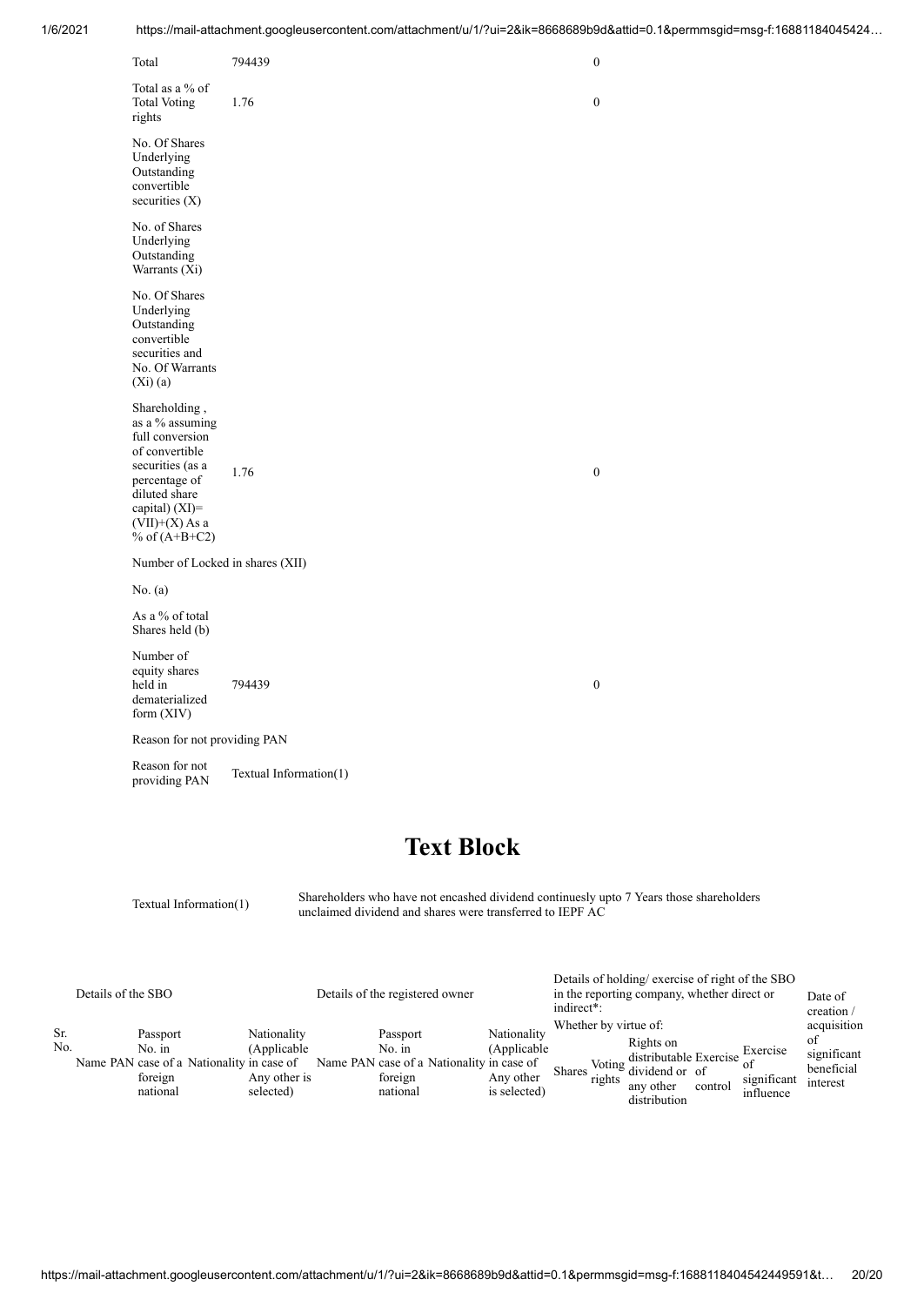| | | |
|---|---|---|
| Total | 794439 | 0 |
| Total as a % of Total Voting rights | 1.76 | 0 |
| No. Of Shares Underlying Outstanding convertible securities (X) | | |
| No. of Shares Underlying Outstanding Warrants (Xi) | | |
| No. Of Shares Underlying Outstanding convertible securities and No. Of Warrants (Xi) (a) | | |
| Shareholding , as a % assuming full conversion of convertible securities (as a percentage of diluted share capital) (XI)= (VII)+(X) As a % of (A+B+C2) | 1.76 | 0 |
| Number of Locked in shares (XII) | | |
| No. (a) | | |
| As a % of total Shares held (b) | | |
| Number of equity shares held in dematerialized form (XIV) | 794439 | 0 |
| Reason for not providing PAN | | |
| Reason for not providing PAN | Textual Information(1) | |

# Text Block

| | |
|---|---|
| Textual Information(1) | Shareholders who have not encashed dividend continuesly upto 7 Years those shareholders unclaimed dividend and shares were transferred to IEPF AC |

| Sr. No. | Details of the SBO | | | | | Details of the registered owner | | | | | Details of holding/ exercise of right of the SBO in the reporting company, whether direct or indirect*: Whether by virtue of: | | | | | Date of creation / acquisition of significant beneficial interest |
|---|---|---|---|---|---|---|---|---|---|---|---|---|---|---|---|---|
| | Name | PAN | Passport No. in case of a foreign national | Nationality | Nationality (Applicable in case of Any other is selected) | Name | PAN | Passport No. in case of a foreign national | Nationality | Nationality (Applicable in case of Any other is selected) | Shares | Voting rights | Rights on distributable dividend or any other distribution | Exercise of control | Exercise of significant influence | |